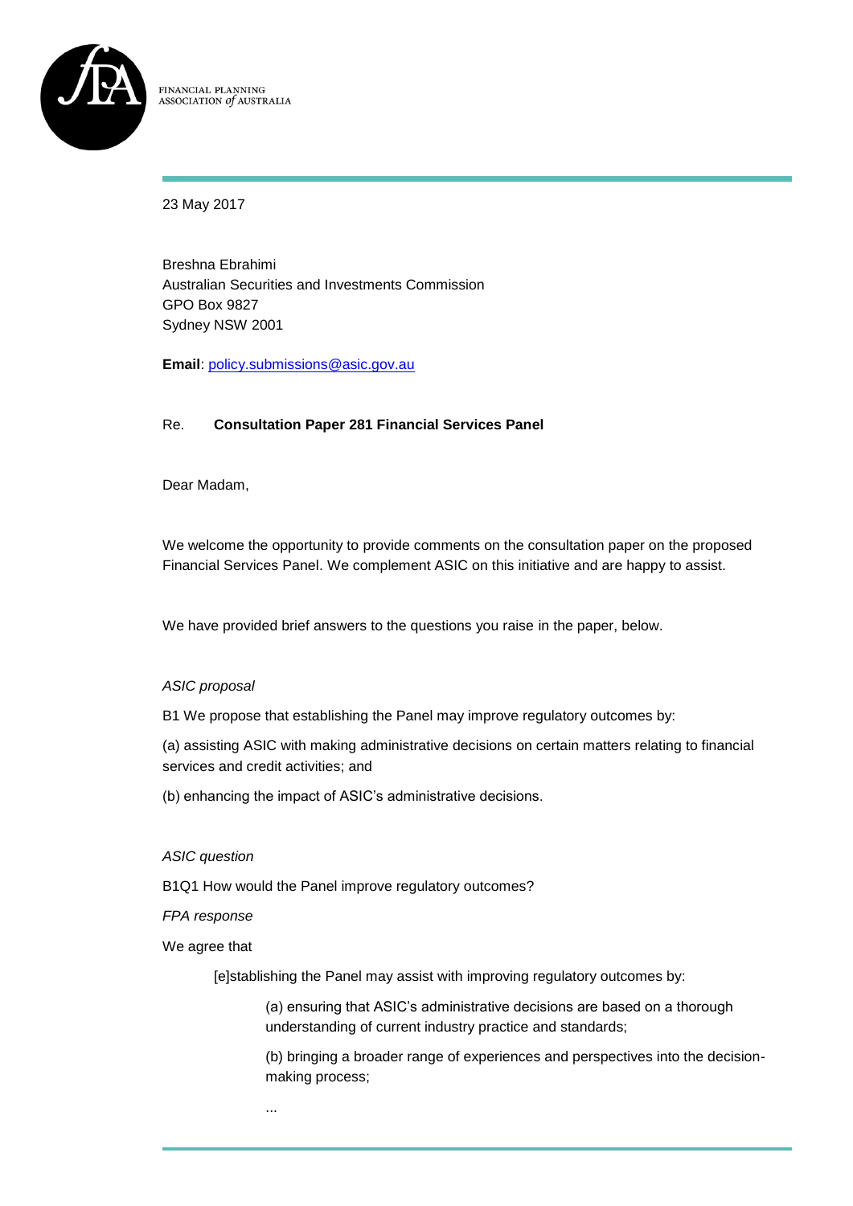FINANCIAL PLANNING
ASSOCIATION *of* AUSTRALIA

23 May 2017

Breshna Ebrahimi
Australian Securities and Investments Commission
GPO Box 9827
Sydney NSW 2001

**Email**: policy.submissions@asic.gov.au

Re. **Consultation Paper 281 Financial Services Panel**

Dear Madam,

We welcome the opportunity to provide comments on the consultation paper on the proposed Financial Services Panel. We complement ASIC on this initiative and are happy to assist.

We have provided brief answers to the questions you raise in the paper, below.

*ASIC proposal*

B1 We propose that establishing the Panel may improve regulatory outcomes by:

(a) assisting ASIC with making administrative decisions on certain matters relating to financial services and credit activities; and

(b) enhancing the impact of ASIC's administrative decisions.

*ASIC question*

B1Q1 How would the Panel improve regulatory outcomes?

*FPA response*

We agree that

> [e]stablishing the Panel may assist with improving regulatory outcomes by:
>
> > (a) ensuring that ASIC's administrative decisions are based on a thorough understanding of current industry practice and standards;
> >
> > (b) bringing a broader range of experiences and perspectives into the decision-making process;
> >
> > ...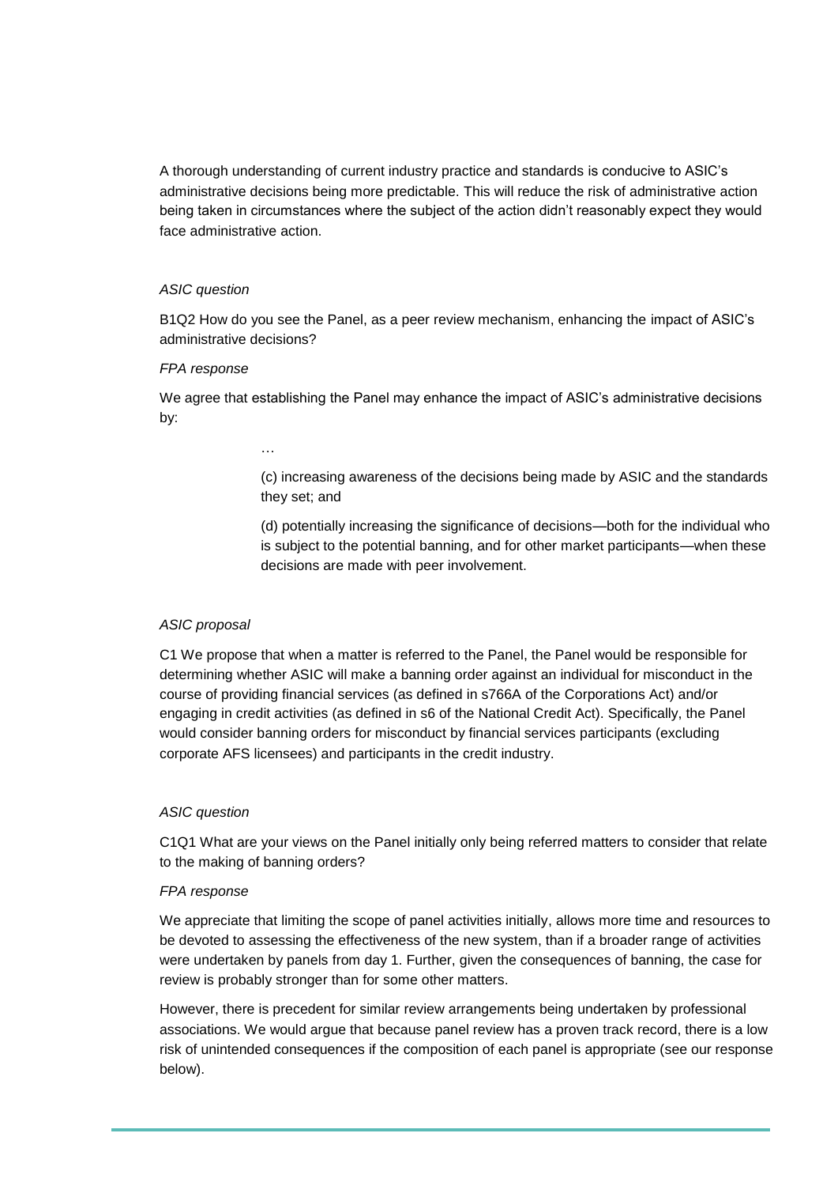A thorough understanding of current industry practice and standards is conducive to ASIC's administrative decisions being more predictable. This will reduce the risk of administrative action being taken in circumstances where the subject of the action didn't reasonably expect they would face administrative action.

*ASIC question*

B1Q2 How do you see the Panel, as a peer review mechanism, enhancing the impact of ASIC's administrative decisions?

*FPA response*

We agree that establishing the Panel may enhance the impact of ASIC's administrative decisions by:

> …
>
> (c) increasing awareness of the decisions being made by ASIC and the standards they set; and
>
> (d) potentially increasing the significance of decisions—both for the individual who is subject to the potential banning, and for other market participants—when these decisions are made with peer involvement.

*ASIC proposal*

C1 We propose that when a matter is referred to the Panel, the Panel would be responsible for determining whether ASIC will make a banning order against an individual for misconduct in the course of providing financial services (as defined in s766A of the Corporations Act) and/or engaging in credit activities (as defined in s6 of the National Credit Act). Specifically, the Panel would consider banning orders for misconduct by financial services participants (excluding corporate AFS licensees) and participants in the credit industry.

*ASIC question*

C1Q1 What are your views on the Panel initially only being referred matters to consider that relate to the making of banning orders?

*FPA response*

We appreciate that limiting the scope of panel activities initially, allows more time and resources to be devoted to assessing the effectiveness of the new system, than if a broader range of activities were undertaken by panels from day 1. Further, given the consequences of banning, the case for review is probably stronger than for some other matters.

However, there is precedent for similar review arrangements being undertaken by professional associations. We would argue that because panel review has a proven track record, there is a low risk of unintended consequences if the composition of each panel is appropriate (see our response below).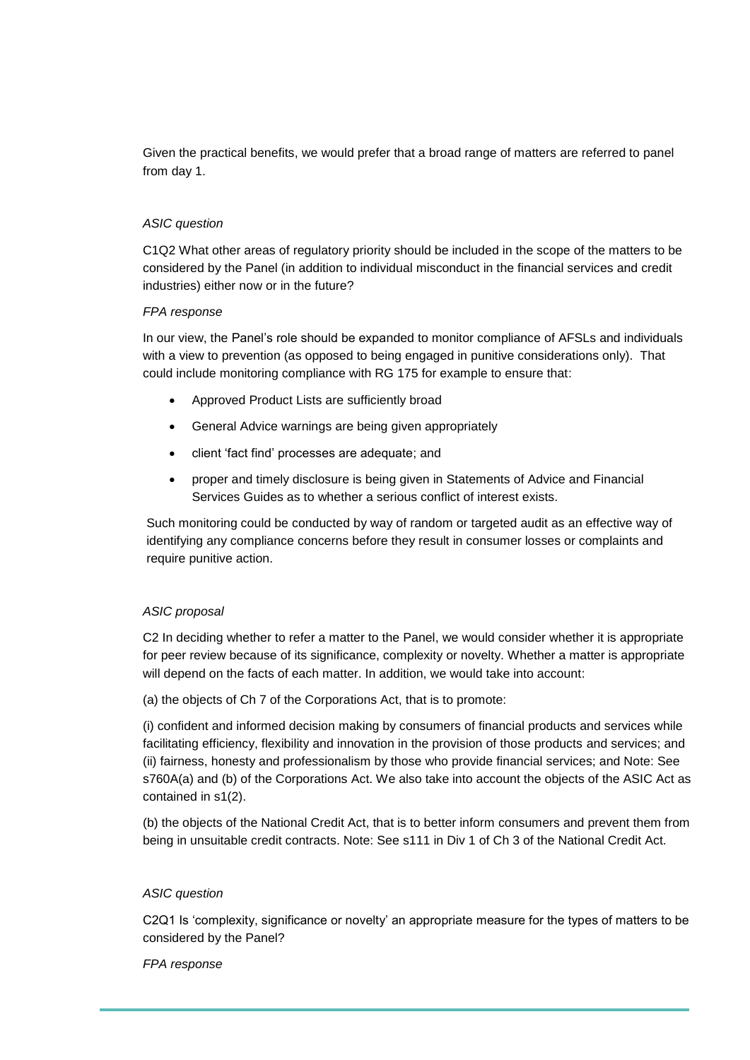Given the practical benefits, we would prefer that a broad range of matters are referred to panel from day 1.

*ASIC question*

C1Q2 What other areas of regulatory priority should be included in the scope of the matters to be considered by the Panel (in addition to individual misconduct in the financial services and credit industries) either now or in the future?

*FPA response*

In our view, the Panel's role should be expanded to monitor compliance of AFSLs and individuals with a view to prevention (as opposed to being engaged in punitive considerations only). That could include monitoring compliance with RG 175 for example to ensure that:

- Approved Product Lists are sufficiently broad
- General Advice warnings are being given appropriately
- client 'fact find' processes are adequate; and
- proper and timely disclosure is being given in Statements of Advice and Financial Services Guides as to whether a serious conflict of interest exists.

Such monitoring could be conducted by way of random or targeted audit as an effective way of identifying any compliance concerns before they result in consumer losses or complaints and require punitive action.

*ASIC proposal*

C2 In deciding whether to refer a matter to the Panel, we would consider whether it is appropriate for peer review because of its significance, complexity or novelty. Whether a matter is appropriate will depend on the facts of each matter. In addition, we would take into account:

(a) the objects of Ch 7 of the Corporations Act, that is to promote:

(i) confident and informed decision making by consumers of financial products and services while facilitating efficiency, flexibility and innovation in the provision of those products and services; and (ii) fairness, honesty and professionalism by those who provide financial services; and Note: See s760A(a) and (b) of the Corporations Act. We also take into account the objects of the ASIC Act as contained in s1(2).

(b) the objects of the National Credit Act, that is to better inform consumers and prevent them from being in unsuitable credit contracts. Note: See s111 in Div 1 of Ch 3 of the National Credit Act.

*ASIC question*

C2Q1 Is 'complexity, significance or novelty' an appropriate measure for the types of matters to be considered by the Panel?

*FPA response*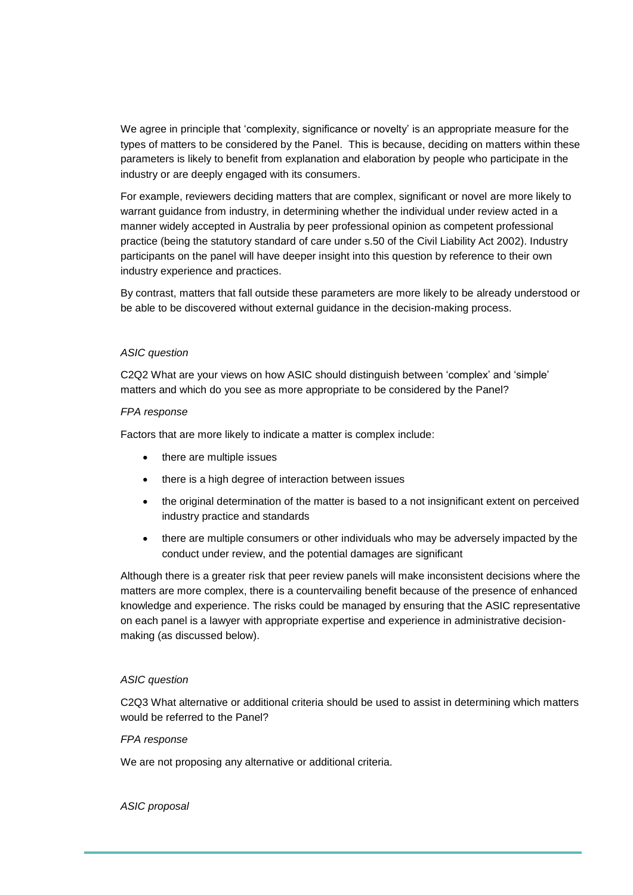We agree in principle that 'complexity, significance or novelty' is an appropriate measure for the types of matters to be considered by the Panel. This is because, deciding on matters within these parameters is likely to benefit from explanation and elaboration by people who participate in the industry or are deeply engaged with its consumers.

For example, reviewers deciding matters that are complex, significant or novel are more likely to warrant guidance from industry, in determining whether the individual under review acted in a manner widely accepted in Australia by peer professional opinion as competent professional practice (being the statutory standard of care under s.50 of the Civil Liability Act 2002). Industry participants on the panel will have deeper insight into this question by reference to their own industry experience and practices.

By contrast, matters that fall outside these parameters are more likely to be already understood or be able to be discovered without external guidance in the decision-making process.

*ASIC question*

C2Q2 What are your views on how ASIC should distinguish between 'complex' and 'simple' matters and which do you see as more appropriate to be considered by the Panel?

*FPA response*

Factors that are more likely to indicate a matter is complex include:

- there are multiple issues
- there is a high degree of interaction between issues
- the original determination of the matter is based to a not insignificant extent on perceived industry practice and standards
- there are multiple consumers or other individuals who may be adversely impacted by the conduct under review, and the potential damages are significant

Although there is a greater risk that peer review panels will make inconsistent decisions where the matters are more complex, there is a countervailing benefit because of the presence of enhanced knowledge and experience. The risks could be managed by ensuring that the ASIC representative on each panel is a lawyer with appropriate expertise and experience in administrative decision-making (as discussed below).

*ASIC question*

C2Q3 What alternative or additional criteria should be used to assist in determining which matters would be referred to the Panel?

*FPA response*

We are not proposing any alternative or additional criteria.

*ASIC proposal*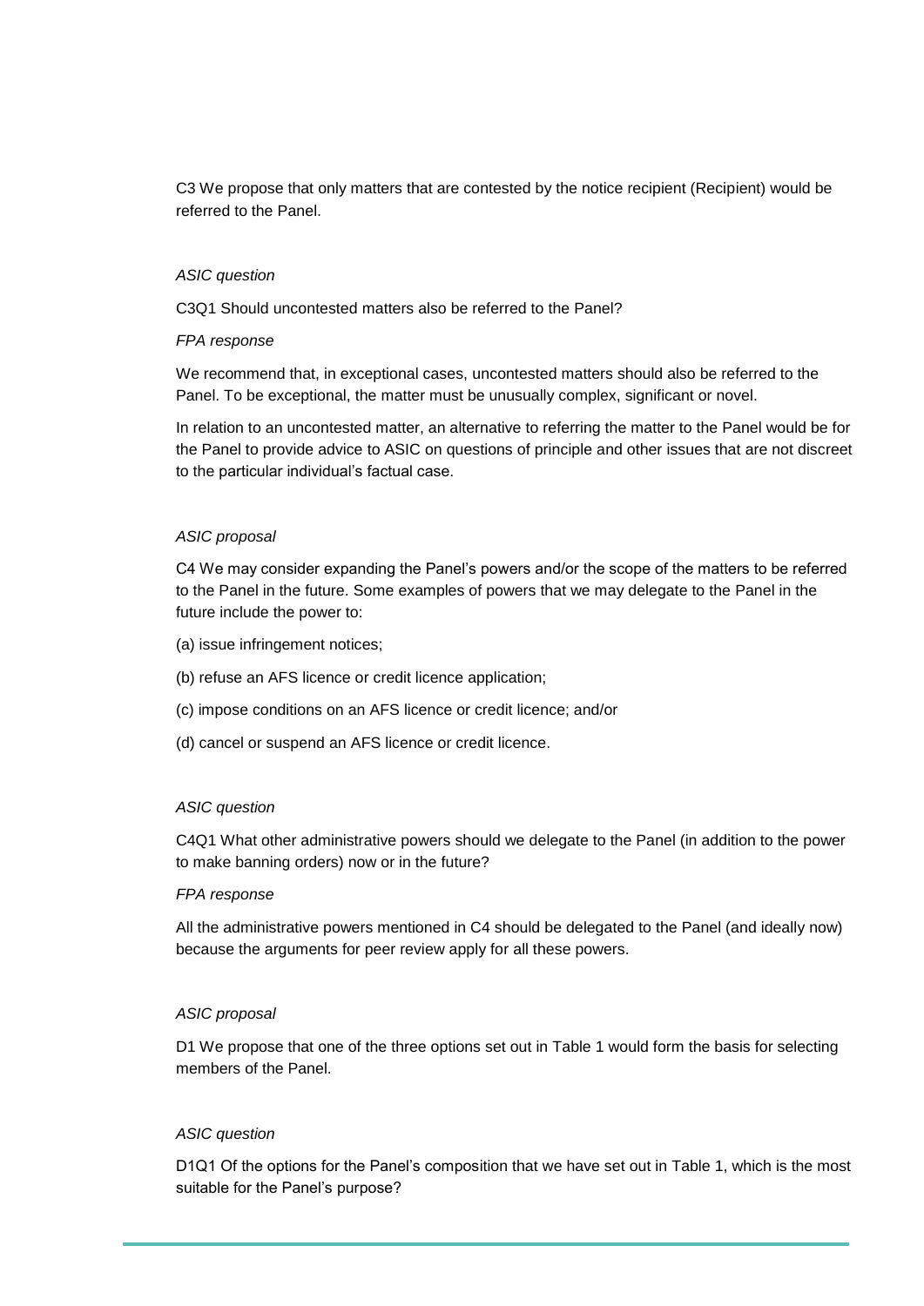C3 We propose that only matters that are contested by the notice recipient (Recipient) would be referred to the Panel.

*ASIC question*

C3Q1 Should uncontested matters also be referred to the Panel?

*FPA response*

We recommend that, in exceptional cases, uncontested matters should also be referred to the Panel. To be exceptional, the matter must be unusually complex, significant or novel.

In relation to an uncontested matter, an alternative to referring the matter to the Panel would be for the Panel to provide advice to ASIC on questions of principle and other issues that are not discreet to the particular individual's factual case.

*ASIC proposal*

C4 We may consider expanding the Panel's powers and/or the scope of the matters to be referred to the Panel in the future. Some examples of powers that we may delegate to the Panel in the future include the power to:

(a) issue infringement notices;

(b) refuse an AFS licence or credit licence application;

(c) impose conditions on an AFS licence or credit licence; and/or

(d) cancel or suspend an AFS licence or credit licence.

*ASIC question*

C4Q1 What other administrative powers should we delegate to the Panel (in addition to the power to make banning orders) now or in the future?

*FPA response*

All the administrative powers mentioned in C4 should be delegated to the Panel (and ideally now) because the arguments for peer review apply for all these powers.

*ASIC proposal*

D1 We propose that one of the three options set out in Table 1 would form the basis for selecting members of the Panel.

*ASIC question*

D1Q1 Of the options for the Panel's composition that we have set out in Table 1, which is the most suitable for the Panel's purpose?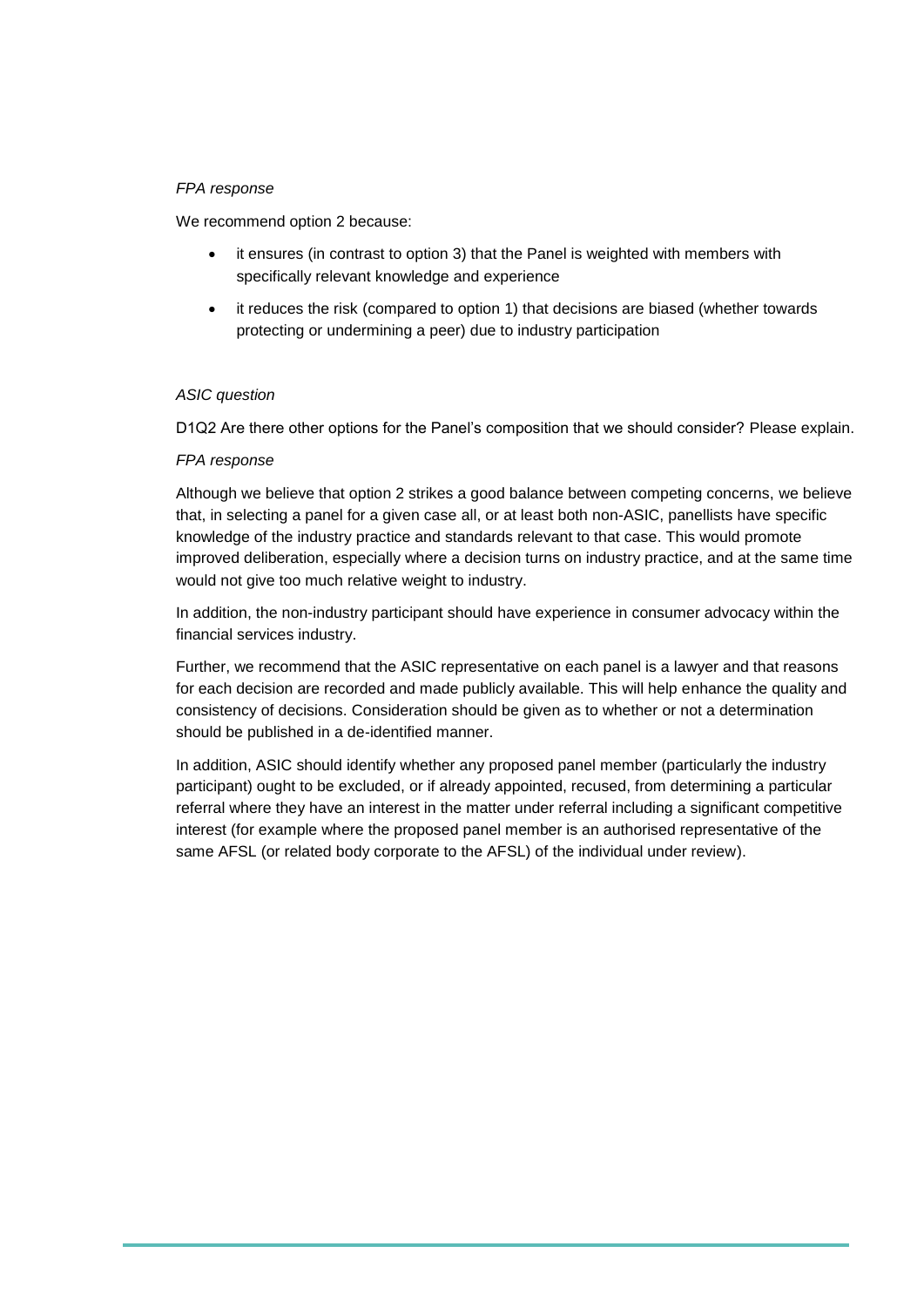*FPA response*

We recommend option 2 because:

- it ensures (in contrast to option 3) that the Panel is weighted with members with specifically relevant knowledge and experience
- it reduces the risk (compared to option 1) that decisions are biased (whether towards protecting or undermining a peer) due to industry participation

*ASIC question*

D1Q2 Are there other options for the Panel's composition that we should consider? Please explain.

*FPA response*

Although we believe that option 2 strikes a good balance between competing concerns, we believe that, in selecting a panel for a given case all, or at least both non-ASIC, panellists have specific knowledge of the industry practice and standards relevant to that case. This would promote improved deliberation, especially where a decision turns on industry practice, and at the same time would not give too much relative weight to industry.

In addition, the non-industry participant should have experience in consumer advocacy within the financial services industry.

Further, we recommend that the ASIC representative on each panel is a lawyer and that reasons for each decision are recorded and made publicly available. This will help enhance the quality and consistency of decisions. Consideration should be given as to whether or not a determination should be published in a de-identified manner.

In addition, ASIC should identify whether any proposed panel member (particularly the industry participant) ought to be excluded, or if already appointed, recused, from determining a particular referral where they have an interest in the matter under referral including a significant competitive interest (for example where the proposed panel member is an authorised representative of the same AFSL (or related body corporate to the AFSL) of the individual under review).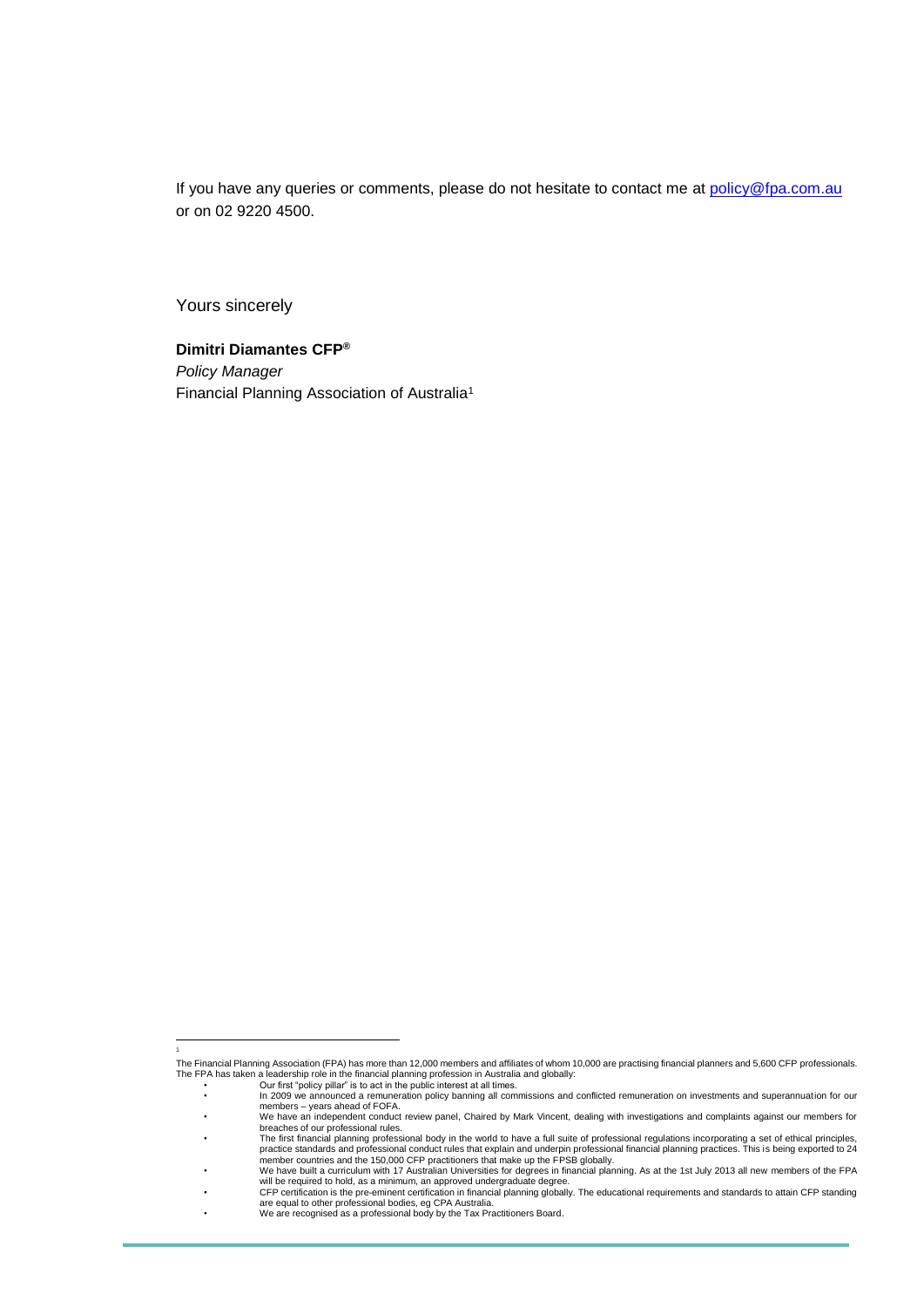If you have any queries or comments, please do not hesitate to contact me at policy@fpa.com.au or on 02 9220 4500.

Yours sincerely

**Dimitri Diamantes CFP®**
*Policy Manager*
Financial Planning Association of Australia[1]

---

[1] The Financial Planning Association (FPA) has more than 12,000 members and affiliates of whom 10,000 are practising financial planners and 5,600 CFP professionals. The FPA has taken a leadership role in the financial planning profession in Australia and globally:

- Our first "policy pillar" is to act in the public interest at all times.
- In 2009 we announced a remuneration policy banning all commissions and conflicted remuneration on investments and superannuation for our members – years ahead of FOFA.
- We have an independent conduct review panel, Chaired by Mark Vincent, dealing with investigations and complaints against our members for breaches of our professional rules.
- The first financial planning professional body in the world to have a full suite of professional regulations incorporating a set of ethical principles, practice standards and professional conduct rules that explain and underpin professional financial planning practices. This is being exported to 24 member countries and the 150,000 CFP practitioners that make up the FPSB globally.
- We have built a curriculum with 17 Australian Universities for degrees in financial planning. As at the 1st July 2013 all new members of the FPA will be required to hold, as a minimum, an approved undergraduate degree.
- CFP certification is the pre-eminent certification in financial planning globally. The educational requirements and standards to attain CFP standing are equal to other professional bodies, eg CPA Australia.
- We are recognised as a professional body by the Tax Practitioners Board.